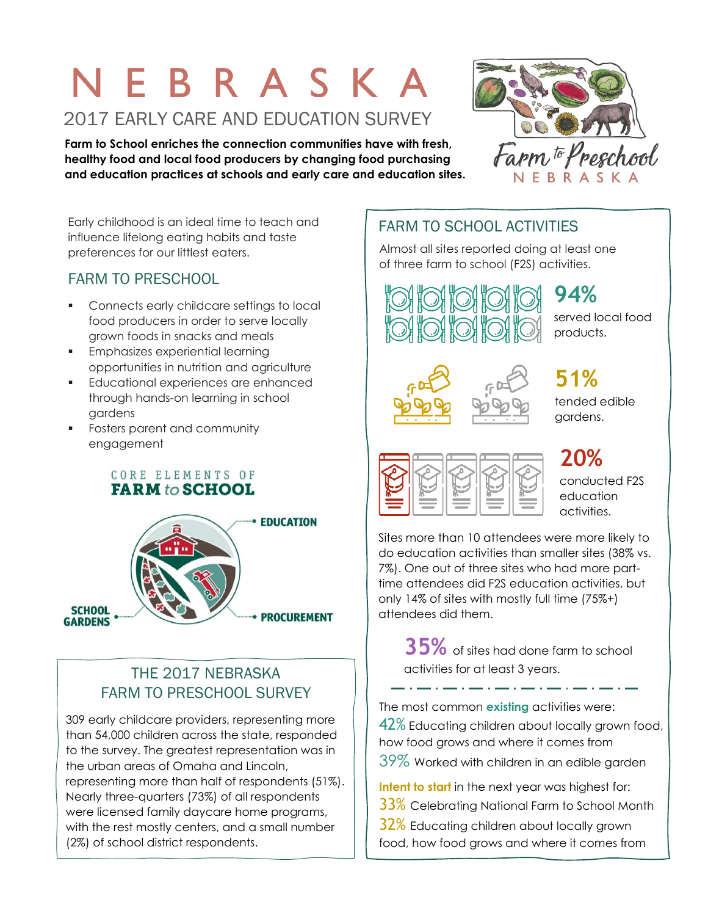# NEBRASKA

## 2017 EARLY CARE AND EDUCATION SURVEY

**Farm to School enriches the connection communities have with fresh, healthy food and local food producers by changing food purchasing and education practices at schools and early care and education sites.**

Farm to Preschool NEBRASKA

Early childhood is an ideal time to teach and influence lifelong eating habits and taste preferences for our littlest eaters.

### FARM TO PRESCHOOL

- Connects early childcare settings to local food producers in order to serve locally grown foods in snacks and meals
- Emphasizes experiential learning opportunities in nutrition and agriculture
- Educational experiences are enhanced through hands-on learning in school gardens
- Fosters parent and community engagement

CORE ELEMENTS OF **FARM to SCHOOL**

**EDUCATION**

**SCHOOL GARDENS**

**PROCUREMENT**

### THE 2017 NEBRASKA FARM TO PRESCHOOL SURVEY

309 early childcare providers, representing more than 54,000 children across the state, responded to the survey. The greatest representation was in the urban areas of Omaha and Lincoln, representing more than half of respondents (51%). Nearly three-quarters (73%) of all respondents were licensed family daycare home programs, with the rest mostly centers, and a small number (2%) of school district respondents.

### FARM TO SCHOOL ACTIVITIES

Almost all sites reported doing at least one of three farm to school (F2S) activities.

**94%** served local food products.

**51%** tended edible gardens.

**20%** conducted F2S education activities.

Sites more than 10 attendees were more likely to do education activities than smaller sites (38% vs. 7%). One out of three sites who had more part-time attendees did F2S education activities, but only 14% of sites with mostly full time (75%+) attendees did them.

**35%** of sites had done farm to school activities for at least 3 years.

The most common **existing** activities were:

42% Educating children about locally grown food, how food grows and where it comes from

39% Worked with children in an edible garden

**Intent to start** in the next year was highest for:

33% Celebrating National Farm to School Month

32% Educating children about locally grown food, how food grows and where it comes from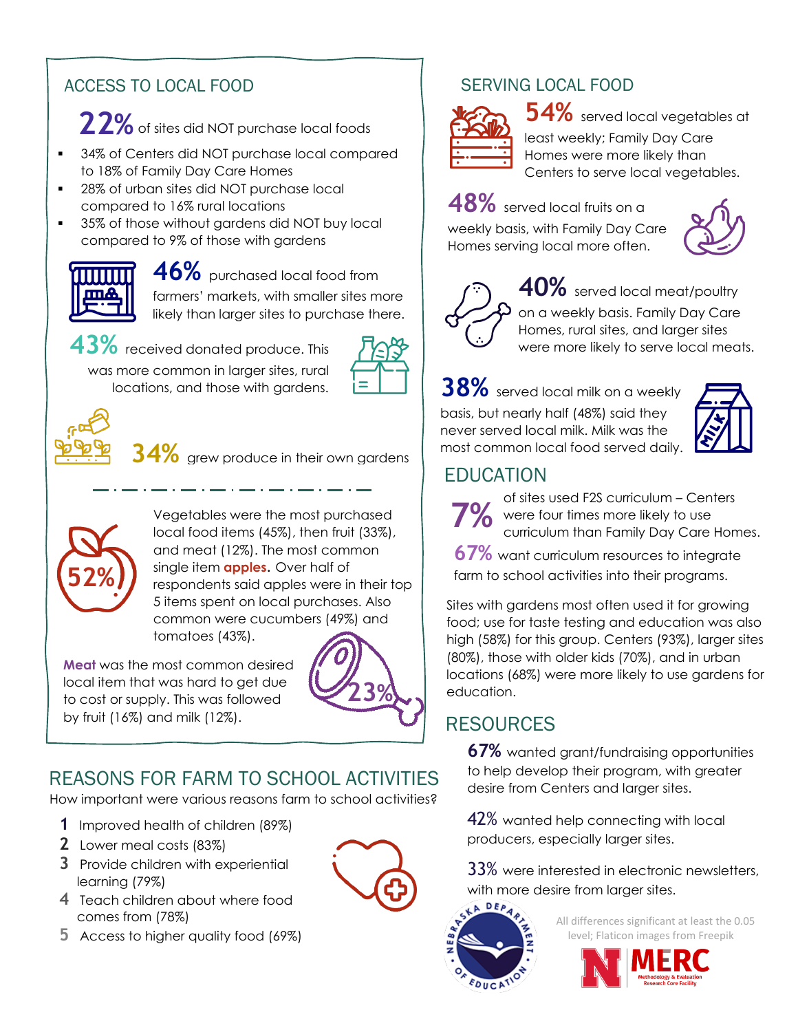## ACCESS TO LOCAL FOOD

**22%** of sites did NOT purchase local foods

- 34% of Centers did NOT purchase local compared to 18% of Family Day Care Homes
- 28% of urban sites did NOT purchase local compared to 16% rural locations
- 35% of those without gardens did NOT buy local compared to 9% of those with gardens

**46%** purchased local food from farmers' markets, with smaller sites more likely than larger sites to purchase there.

**43%** received donated produce. This was more common in larger sites, rural locations, and those with gardens.

**34%** grew produce in their own gardens

**52%** Vegetables were the most purchased local food items (45%), then fruit (33%), and meat (12%). The most common single item **apples**. Over half of respondents said apples were in their top 5 items spent on local purchases. Also common were cucumbers (49%) and tomatoes (43%).

**Meat** was the most common desired local item that was hard to get due to cost or supply. This was followed by fruit (16%) and milk (12%).

**23%**

## REASONS FOR FARM TO SCHOOL ACTIVITIES

How important were various reasons farm to school activities?

1. Improved health of children (89%)
2. Lower meal costs (83%)
3. Provide children with experiential learning (79%)
4. Teach children about where food comes from (78%)
5. Access to higher quality food (69%)

## SERVING LOCAL FOOD

**54%** served local vegetables at least weekly; Family Day Care Homes were more likely than Centers to serve local vegetables.

**48%** served local fruits on a weekly basis, with Family Day Care Homes serving local more often.

**40%** served local meat/poultry on a weekly basis. Family Day Care Homes, rural sites, and larger sites were more likely to serve local meats.

**38%** served local milk on a weekly basis, but nearly half (48%) said they never served local milk. Milk was the most common local food served daily.

## EDUCATION

**7%** of sites used F2S curriculum – Centers were four times more likely to use curriculum than Family Day Care Homes.

**67%** want curriculum resources to integrate farm to school activities into their programs.

Sites with gardens most often used it for growing food; use for taste testing and education was also high (58%) for this group. Centers (93%), larger sites (80%), those with older kids (70%), and in urban locations (68%) were more likely to use gardens for education.

## RESOURCES

**67%** wanted grant/fundraising opportunities to help develop their program, with greater desire from Centers and larger sites.

42% wanted help connecting with local producers, especially larger sites.

33% were interested in electronic newsletters, with more desire from larger sites.

All differences significant at least the 0.05 level; Flaticon images from Freepik

NEBRASKA DEPARTMENT OF EDUCATION

N MERC Methodology & Evaluation Research Core Facility